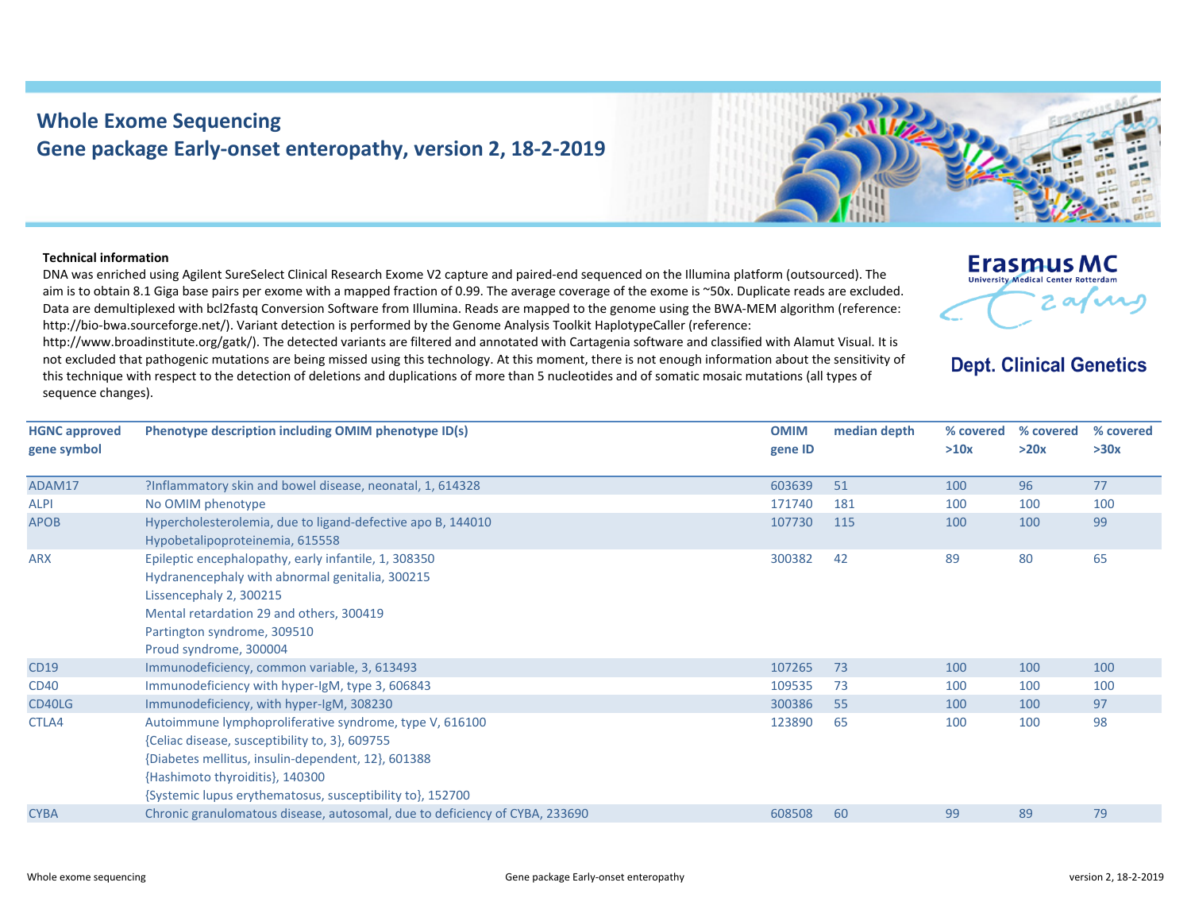# Whole Exome Sequencing
## Gene package Early-onset enteropathy, version 2, 18-2-2019

Erasmus MC
University Medical Center Rotterdam

**Dept. Clinical Genetics**

**Technical information**

DNA was enriched using Agilent SureSelect Clinical Research Exome V2 capture and paired-end sequenced on the Illumina platform (outsourced). The aim is to obtain 8.1 Giga base pairs per exome with a mapped fraction of 0.99. The average coverage of the exome is ~50x. Duplicate reads are excluded. Data are demultiplexed with bcl2fastq Conversion Software from Illumina. Reads are mapped to the genome using the BWA-MEM algorithm (reference: http://bio-bwa.sourceforge.net/). Variant detection is performed by the Genome Analysis Toolkit HaplotypeCaller (reference: http://www.broadinstitute.org/gatk/). The detected variants are filtered and annotated with Cartagenia software and classified with Alamut Visual. It is not excluded that pathogenic mutations are being missed using this technology. At this moment, there is not enough information about the sensitivity of this technique with respect to the detection of deletions and duplications of more than 5 nucleotides and of somatic mosaic mutations (all types of sequence changes).

| HGNC approved gene symbol | Phenotype description including OMIM phenotype ID(s) | OMIM gene ID | median depth | % covered >10x | % covered >20x | % covered >30x |
|---|---|---|---|---|---|---|
| ADAM17 | ?Inflammatory skin and bowel disease, neonatal, 1, 614328 | 603639 | 51 | 100 | 96 | 77 |
| ALPI | No OMIM phenotype | 171740 | 181 | 100 | 100 | 100 |
| APOB | Hypercholesterolemia, due to ligand-defective apo B, 144010<br>Hypobetalipoproteinemia, 615558 | 107730 | 115 | 100 | 100 | 99 |
| ARX | Epileptic encephalopathy, early infantile, 1, 308350<br>Hydranencephaly with abnormal genitalia, 300215<br>Lissencephaly 2, 300215<br>Mental retardation 29 and others, 300419<br>Partington syndrome, 309510<br>Proud syndrome, 300004 | 300382 | 42 | 89 | 80 | 65 |
| CD19 | Immunodeficiency, common variable, 3, 613493 | 107265 | 73 | 100 | 100 | 100 |
| CD40 | Immunodeficiency with hyper-IgM, type 3, 606843 | 109535 | 73 | 100 | 100 | 100 |
| CD40LG | Immunodeficiency, with hyper-IgM, 308230 | 300386 | 55 | 100 | 100 | 97 |
| CTLA4 | Autoimmune lymphoproliferative syndrome, type V, 616100<br>{Celiac disease, susceptibility to, 3}, 609755<br>{Diabetes mellitus, insulin-dependent, 12}, 601388<br>{Hashimoto thyroiditis}, 140300<br>{Systemic lupus erythematosus, susceptibility to}, 152700 | 123890 | 65 | 100 | 100 | 98 |
| CYBA | Chronic granulomatous disease, autosomal, due to deficiency of CYBA, 233690 | 608508 | 60 | 99 | 89 | 79 |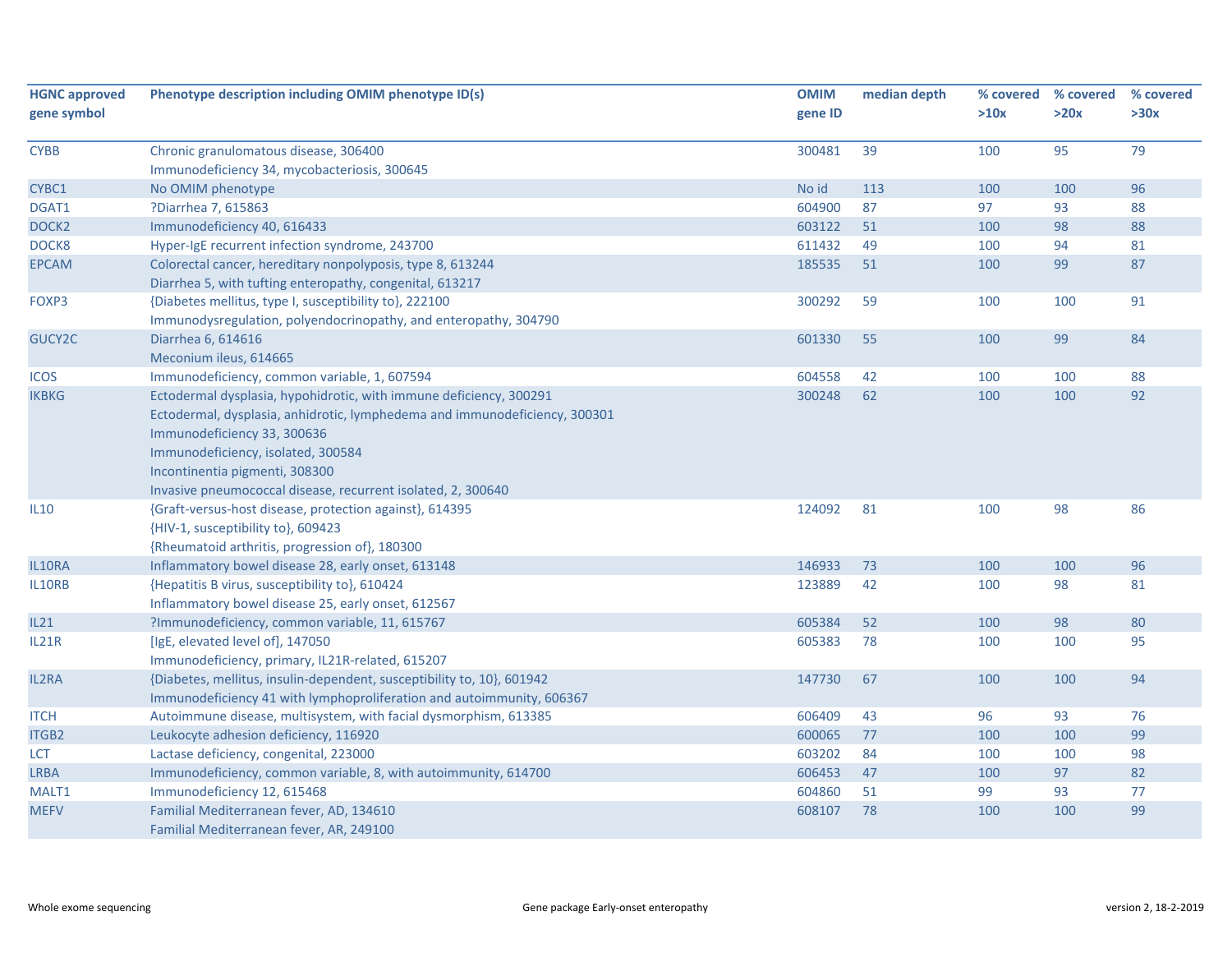| HGNC approved gene symbol | Phenotype description including OMIM phenotype ID(s) | OMIM gene ID | median depth | % covered >10x | % covered >20x | % covered >30x |
|---|---|---|---|---|---|---|
| CYBB | Chronic granulomatous disease, 306400<br>Immunodeficiency 34, mycobacteriosis, 300645 | 300481 | 39 | 100 | 95 | 79 |
| CYBC1 | No OMIM phenotype | No id | 113 | 100 | 100 | 96 |
| DGAT1 | ?Diarrhea 7, 615863 | 604900 | 87 | 97 | 93 | 88 |
| DOCK2 | Immunodeficiency 40, 616433 | 603122 | 51 | 100 | 98 | 88 |
| DOCK8 | Hyper-IgE recurrent infection syndrome, 243700 | 611432 | 49 | 100 | 94 | 81 |
| EPCAM | Colorectal cancer, hereditary nonpolyposis, type 8, 613244<br>Diarrhea 5, with tufting enteropathy, congenital, 613217 | 185535 | 51 | 100 | 99 | 87 |
| FOXP3 | {Diabetes mellitus, type I, susceptibility to}, 222100<br>Immunodysregulation, polyendocrinopathy, and enteropathy, 304790 | 300292 | 59 | 100 | 100 | 91 |
| GUCY2C | Diarrhea 6, 614616<br>Meconium ileus, 614665 | 601330 | 55 | 100 | 99 | 84 |
| ICOS | Immunodeficiency, common variable, 1, 607594 | 604558 | 42 | 100 | 100 | 88 |
| IKBKG | Ectodermal dysplasia, hypohidrotic, with immune deficiency, 300291<br>Ectodermal, dysplasia, anhidrotic, lymphedema and immunodeficiency, 300301<br>Immunodeficiency 33, 300636<br>Immunodeficiency, isolated, 300584<br>Incontinentia pigmenti, 308300<br>Invasive pneumococcal disease, recurrent isolated, 2, 300640 | 300248 | 62 | 100 | 100 | 92 |
| IL10 | {Graft-versus-host disease, protection against}, 614395<br>{HIV-1, susceptibility to}, 609423<br>{Rheumatoid arthritis, progression of}, 180300 | 124092 | 81 | 100 | 98 | 86 |
| IL10RA | Inflammatory bowel disease 28, early onset, 613148 | 146933 | 73 | 100 | 100 | 96 |
| IL10RB | {Hepatitis B virus, susceptibility to}, 610424<br>Inflammatory bowel disease 25, early onset, 612567 | 123889 | 42 | 100 | 98 | 81 |
| IL21 | ?Immunodeficiency, common variable, 11, 615767 | 605384 | 52 | 100 | 98 | 80 |
| IL21R | [IgE, elevated level of], 147050<br>Immunodeficiency, primary, IL21R-related, 615207 | 605383 | 78 | 100 | 100 | 95 |
| IL2RA | {Diabetes, mellitus, insulin-dependent, susceptibility to, 10}, 601942<br>Immunodeficiency 41 with lymphoproliferation and autoimmunity, 606367 | 147730 | 67 | 100 | 100 | 94 |
| ITCH | Autoimmune disease, multisystem, with facial dysmorphism, 613385 | 606409 | 43 | 96 | 93 | 76 |
| ITGB2 | Leukocyte adhesion deficiency, 116920 | 600065 | 77 | 100 | 100 | 99 |
| LCT | Lactase deficiency, congenital, 223000 | 603202 | 84 | 100 | 100 | 98 |
| LRBA | Immunodeficiency, common variable, 8, with autoimmunity, 614700 | 606453 | 47 | 100 | 97 | 82 |
| MALT1 | Immunodeficiency 12, 615468 | 604860 | 51 | 99 | 93 | 77 |
| MEFV | Familial Mediterranean fever, AD, 134610<br>Familial Mediterranean fever, AR, 249100 | 608107 | 78 | 100 | 100 | 99 |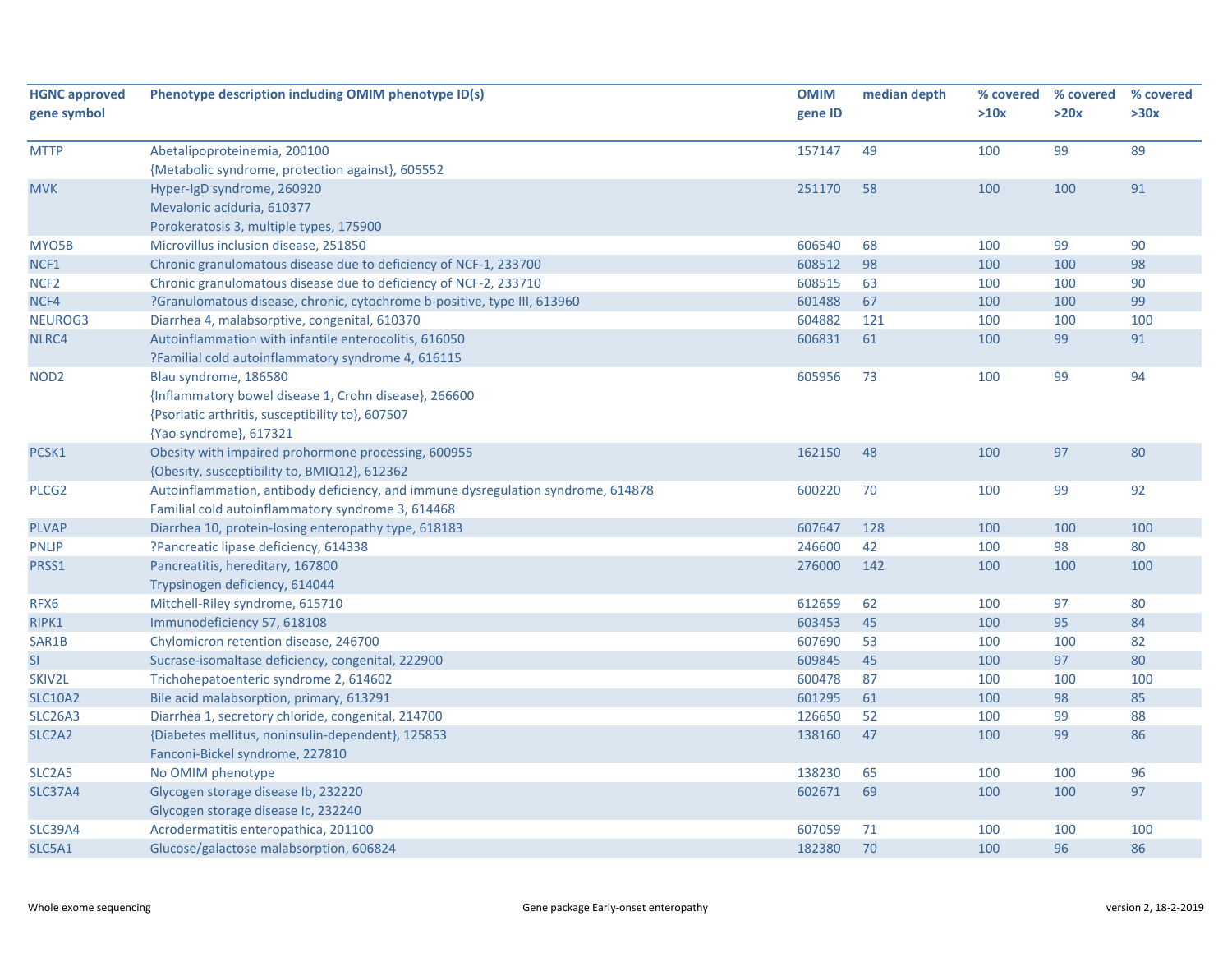| HGNC approved gene symbol | Phenotype description including OMIM phenotype ID(s) | OMIM gene ID | median depth | % covered >10x | % covered >20x | % covered >30x |
|---|---|---|---|---|---|---|
| MTTP | Abetalipoproteinemia, 200100<br>{Metabolic syndrome, protection against}, 605552 | 157147 | 49 | 100 | 99 | 89 |
| MVK | Hyper-IgD syndrome, 260920<br>Mevalonic aciduria, 610377<br>Porokeratosis 3, multiple types, 175900 | 251170 | 58 | 100 | 100 | 91 |
| MYO5B | Microvillus inclusion disease, 251850 | 606540 | 68 | 100 | 99 | 90 |
| NCF1 | Chronic granulomatous disease due to deficiency of NCF-1, 233700 | 608512 | 98 | 100 | 100 | 98 |
| NCF2 | Chronic granulomatous disease due to deficiency of NCF-2, 233710 | 608515 | 63 | 100 | 100 | 90 |
| NCF4 | ?Granulomatous disease, chronic, cytochrome b-positive, type III, 613960 | 601488 | 67 | 100 | 100 | 99 |
| NEUROG3 | Diarrhea 4, malabsorptive, congenital, 610370 | 604882 | 121 | 100 | 100 | 100 |
| NLRC4 | Autoinflammation with infantile enterocolitis, 616050<br>?Familial cold autoinflammatory syndrome 4, 616115 | 606831 | 61 | 100 | 99 | 91 |
| NOD2 | Blau syndrome, 186580<br>{Inflammatory bowel disease 1, Crohn disease}, 266600<br>{Psoriatic arthritis, susceptibility to}, 607507<br>{Yao syndrome}, 617321 | 605956 | 73 | 100 | 99 | 94 |
| PCSK1 | Obesity with impaired prohormone processing, 600955<br>{Obesity, susceptibility to, BMIQ12}, 612362 | 162150 | 48 | 100 | 97 | 80 |
| PLCG2 | Autoinflammation, antibody deficiency, and immune dysregulation syndrome, 614878<br>Familial cold autoinflammatory syndrome 3, 614468 | 600220 | 70 | 100 | 99 | 92 |
| PLVAP | Diarrhea 10, protein-losing enteropathy type, 618183 | 607647 | 128 | 100 | 100 | 100 |
| PNLIP | ?Pancreatic lipase deficiency, 614338 | 246600 | 42 | 100 | 98 | 80 |
| PRSS1 | Pancreatitis, hereditary, 167800<br>Trypsinogen deficiency, 614044 | 276000 | 142 | 100 | 100 | 100 |
| RFX6 | Mitchell-Riley syndrome, 615710 | 612659 | 62 | 100 | 97 | 80 |
| RIPK1 | Immunodeficiency 57, 618108 | 603453 | 45 | 100 | 95 | 84 |
| SAR1B | Chylomicron retention disease, 246700 | 607690 | 53 | 100 | 100 | 82 |
| SI | Sucrase-isomaltase deficiency, congenital, 222900 | 609845 | 45 | 100 | 97 | 80 |
| SKIV2L | Trichohepatoenteric syndrome 2, 614602 | 600478 | 87 | 100 | 100 | 100 |
| SLC10A2 | Bile acid malabsorption, primary, 613291 | 601295 | 61 | 100 | 98 | 85 |
| SLC26A3 | Diarrhea 1, secretory chloride, congenital, 214700 | 126650 | 52 | 100 | 99 | 88 |
| SLC2A2 | {Diabetes mellitus, noninsulin-dependent}, 125853<br>Fanconi-Bickel syndrome, 227810 | 138160 | 47 | 100 | 99 | 86 |
| SLC2A5 | No OMIM phenotype | 138230 | 65 | 100 | 100 | 96 |
| SLC37A4 | Glycogen storage disease Ib, 232220<br>Glycogen storage disease Ic, 232240 | 602671 | 69 | 100 | 100 | 97 |
| SLC39A4 | Acrodermatitis enteropathica, 201100 | 607059 | 71 | 100 | 100 | 100 |
| SLC5A1 | Glucose/galactose malabsorption, 606824 | 182380 | 70 | 100 | 96 | 86 |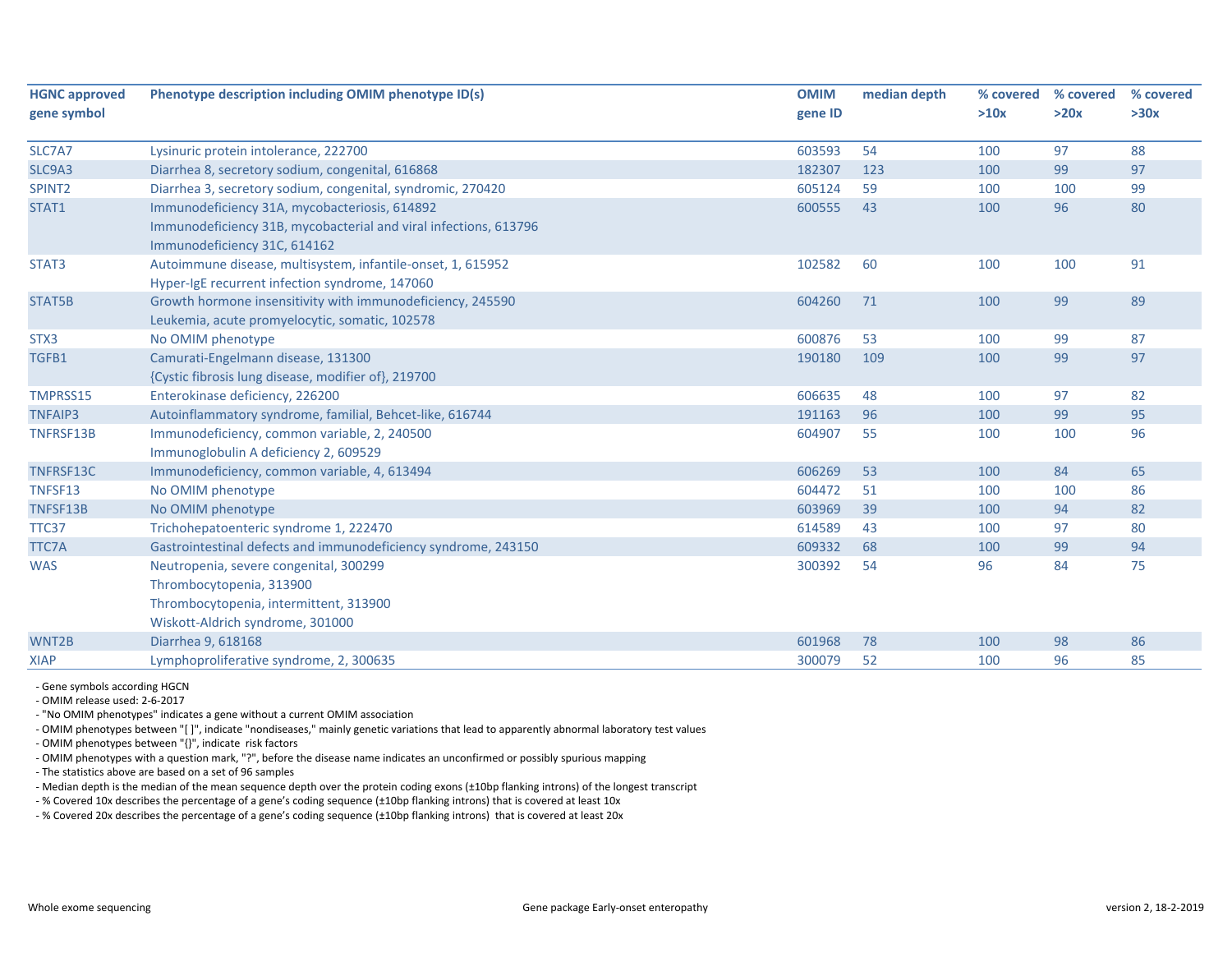| HGNC approved gene symbol | Phenotype description including OMIM phenotype ID(s) | OMIM gene ID | median depth | % covered >10x | % covered >20x | % covered >30x |
|---|---|---|---|---|---|---|
| SLC7A7 | Lysinuric protein intolerance, 222700 | 603593 | 54 | 100 | 97 | 88 |
| SLC9A3 | Diarrhea 8, secretory sodium, congenital, 616868 | 182307 | 123 | 100 | 99 | 97 |
| SPINT2 | Diarrhea 3, secretory sodium, congenital, syndromic, 270420 | 605124 | 59 | 100 | 100 | 99 |
| STAT1 | Immunodeficiency 31A, mycobacteriosis, 614892<br>Immunodeficiency 31B, mycobacterial and viral infections, 613796<br>Immunodeficiency 31C, 614162 | 600555 | 43 | 100 | 96 | 80 |
| STAT3 | Autoimmune disease, multisystem, infantile-onset, 1, 615952<br>Hyper-IgE recurrent infection syndrome, 147060 | 102582 | 60 | 100 | 100 | 91 |
| STAT5B | Growth hormone insensitivity with immunodeficiency, 245590<br>Leukemia, acute promyelocytic, somatic, 102578 | 604260 | 71 | 100 | 99 | 89 |
| STX3 | No OMIM phenotype | 600876 | 53 | 100 | 99 | 87 |
| TGFB1 | Camurati-Engelmann disease, 131300<br>{Cystic fibrosis lung disease, modifier of}, 219700 | 190180 | 109 | 100 | 99 | 97 |
| TMPRSS15 | Enterokinase deficiency, 226200 | 606635 | 48 | 100 | 97 | 82 |
| TNFAIP3 | Autoinflammatory syndrome, familial, Behcet-like, 616744 | 191163 | 96 | 100 | 99 | 95 |
| TNFRSF13B | Immunodeficiency, common variable, 2, 240500<br>Immunoglobulin A deficiency 2, 609529 | 604907 | 55 | 100 | 100 | 96 |
| TNFRSF13C | Immunodeficiency, common variable, 4, 613494 | 606269 | 53 | 100 | 84 | 65 |
| TNFSF13 | No OMIM phenotype | 604472 | 51 | 100 | 100 | 86 |
| TNFSF13B | No OMIM phenotype | 603969 | 39 | 100 | 94 | 82 |
| TTC37 | Trichohepatoenteric syndrome 1, 222470 | 614589 | 43 | 100 | 97 | 80 |
| TTC7A | Gastrointestinal defects and immunodeficiency syndrome, 243150 | 609332 | 68 | 100 | 99 | 94 |
| WAS | Neutropenia, severe congenital, 300299<br>Thrombocytopenia, 313900<br>Thrombocytopenia, intermittent, 313900<br>Wiskott-Aldrich syndrome, 301000 | 300392 | 54 | 96 | 84 | 75 |
| WNT2B | Diarrhea 9, 618168 | 601968 | 78 | 100 | 98 | 86 |
| XIAP | Lymphoproliferative syndrome, 2, 300635 | 300079 | 52 | 100 | 96 | 85 |

- Gene symbols according HGCN
- OMIM release used: 2-6-2017
- "No OMIM phenotypes" indicates a gene without a current OMIM association
- OMIM phenotypes between "[ ]", indicate "nondiseases," mainly genetic variations that lead to apparently abnormal laboratory test values
- OMIM phenotypes between "{}", indicate risk factors
- OMIM phenotypes with a question mark, "?", before the disease name indicates an unconfirmed or possibly spurious mapping
- The statistics above are based on a set of 96 samples
- Median depth is the median of the mean sequence depth over the protein coding exons (±10bp flanking introns) of the longest transcript
- % Covered 10x describes the percentage of a gene's coding sequence (±10bp flanking introns) that is covered at least 10x
- % Covered 20x describes the percentage of a gene's coding sequence (±10bp flanking introns) that is covered at least 20x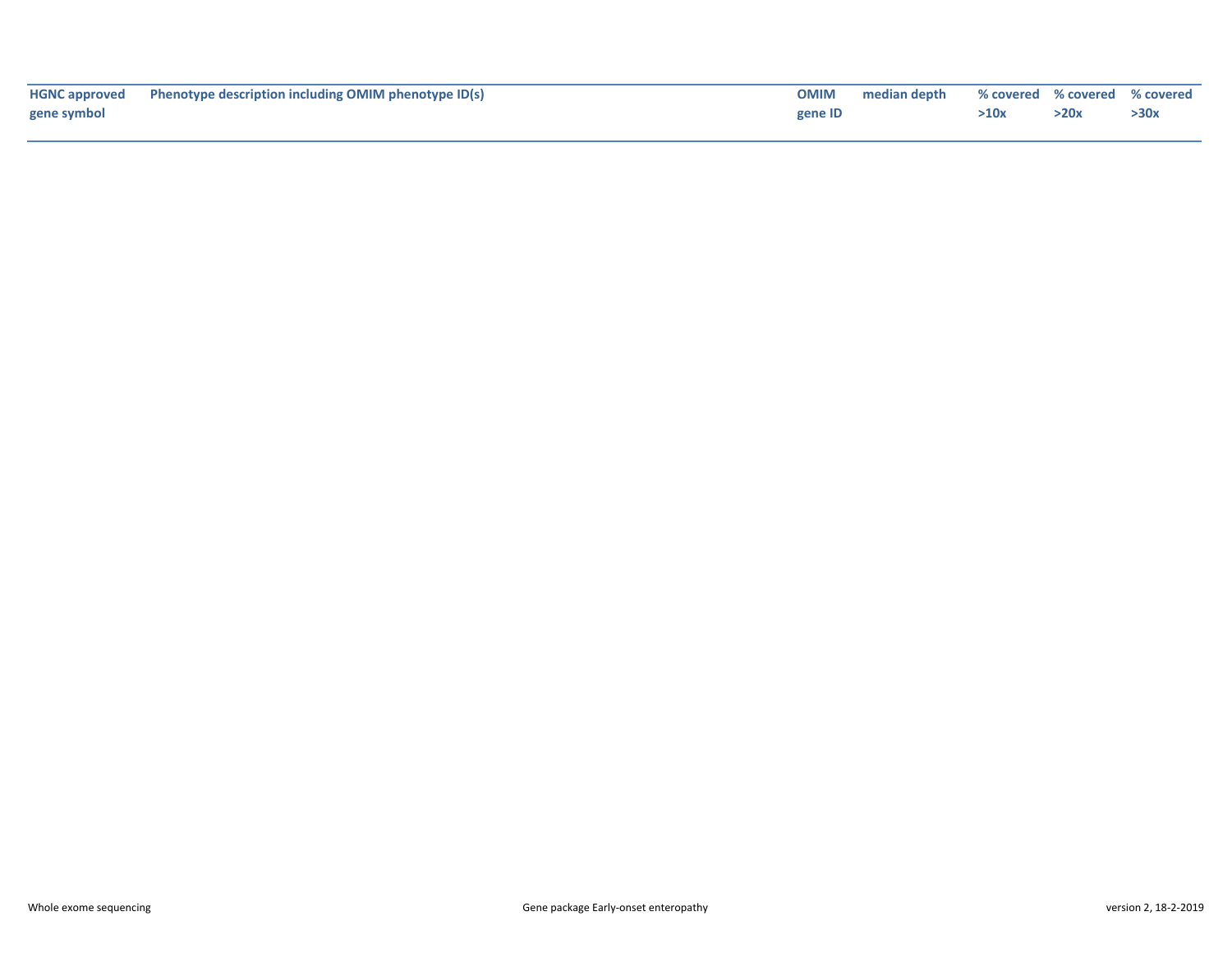| HGNC approved gene symbol | Phenotype description including OMIM phenotype ID(s) | OMIM gene ID | median depth | % covered >10x | % covered >20x | % covered >30x |
| --- | --- | --- | --- | --- | --- | --- |